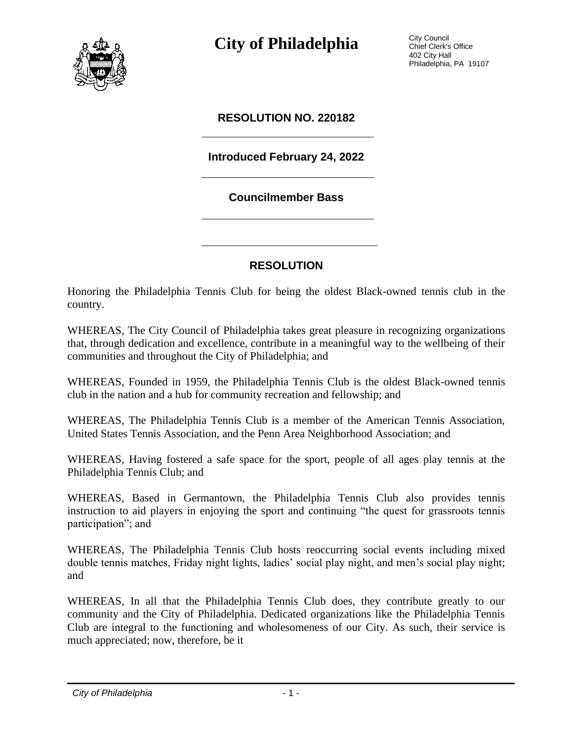# City of Philadelphia

City Council
Chief Clerk's Office
402 City Hall
Philadelphia, PA 19107

## RESOLUTION NO. 220182

**Introduced February 24, 2022**

**Councilmember Bass**

## RESOLUTION

Honoring the Philadelphia Tennis Club for being the oldest Black-owned tennis club in the country.

WHEREAS, The City Council of Philadelphia takes great pleasure in recognizing organizations that, through dedication and excellence, contribute in a meaningful way to the wellbeing of their communities and throughout the City of Philadelphia; and

WHEREAS, Founded in 1959, the Philadelphia Tennis Club is the oldest Black-owned tennis club in the nation and a hub for community recreation and fellowship; and

WHEREAS, The Philadelphia Tennis Club is a member of the American Tennis Association, United States Tennis Association, and the Penn Area Neighborhood Association; and

WHEREAS, Having fostered a safe space for the sport, people of all ages play tennis at the Philadelphia Tennis Club; and

WHEREAS, Based in Germantown, the Philadelphia Tennis Club also provides tennis instruction to aid players in enjoying the sport and continuing "the quest for grassroots tennis participation"; and

WHEREAS, The Philadelphia Tennis Club hosts reoccurring social events including mixed double tennis matches, Friday night lights, ladies' social play night, and men's social play night; and

WHEREAS, In all that the Philadelphia Tennis Club does, they contribute greatly to our community and the City of Philadelphia. Dedicated organizations like the Philadelphia Tennis Club are integral to the functioning and wholesomeness of our City. As such, their service is much appreciated; now, therefore, be it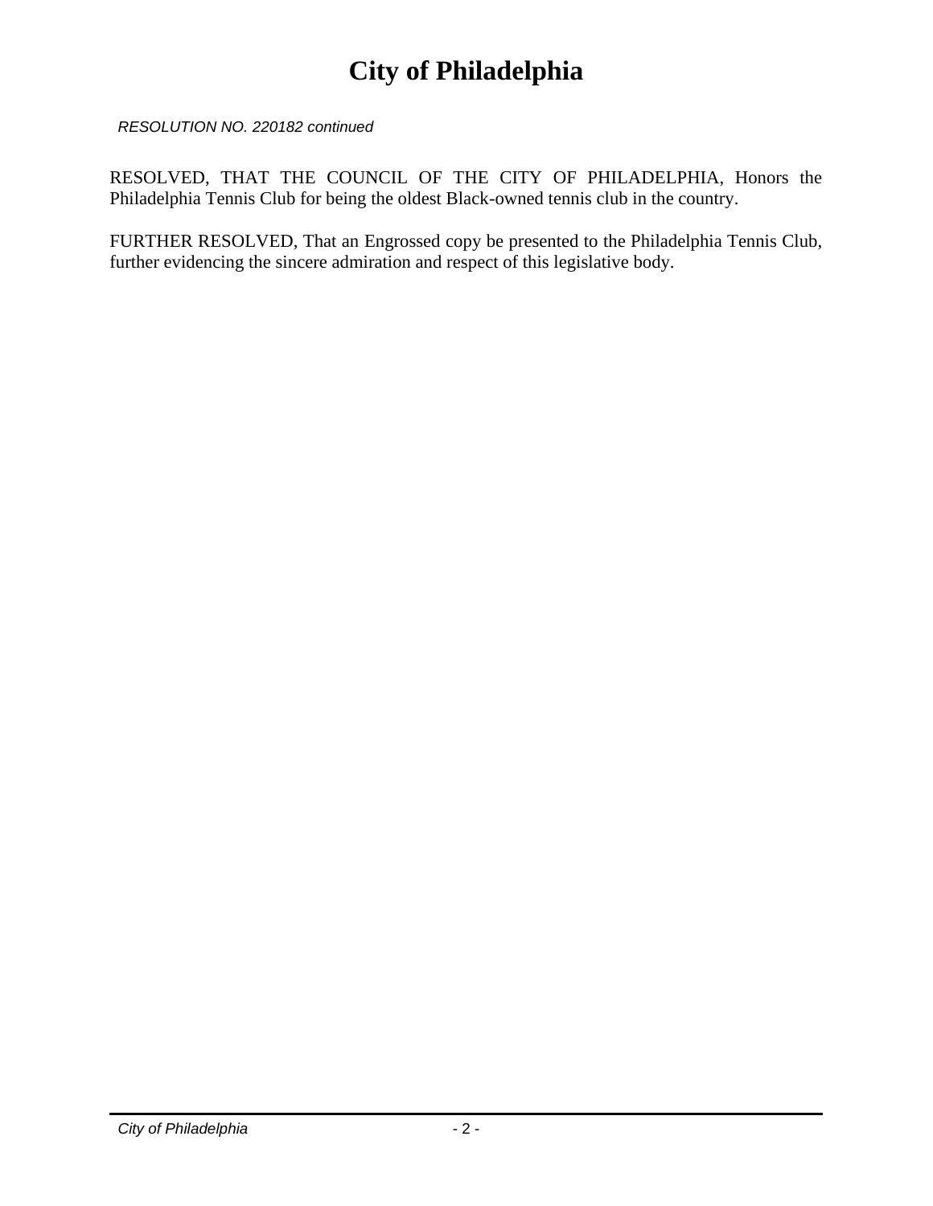*RESOLUTION NO. 220182 continued*

RESOLVED, THAT THE COUNCIL OF THE CITY OF PHILADELPHIA, Honors the Philadelphia Tennis Club for being the oldest Black-owned tennis club in the country.

FURTHER RESOLVED, That an Engrossed copy be presented to the Philadelphia Tennis Club, further evidencing the sincere admiration and respect of this legislative body.